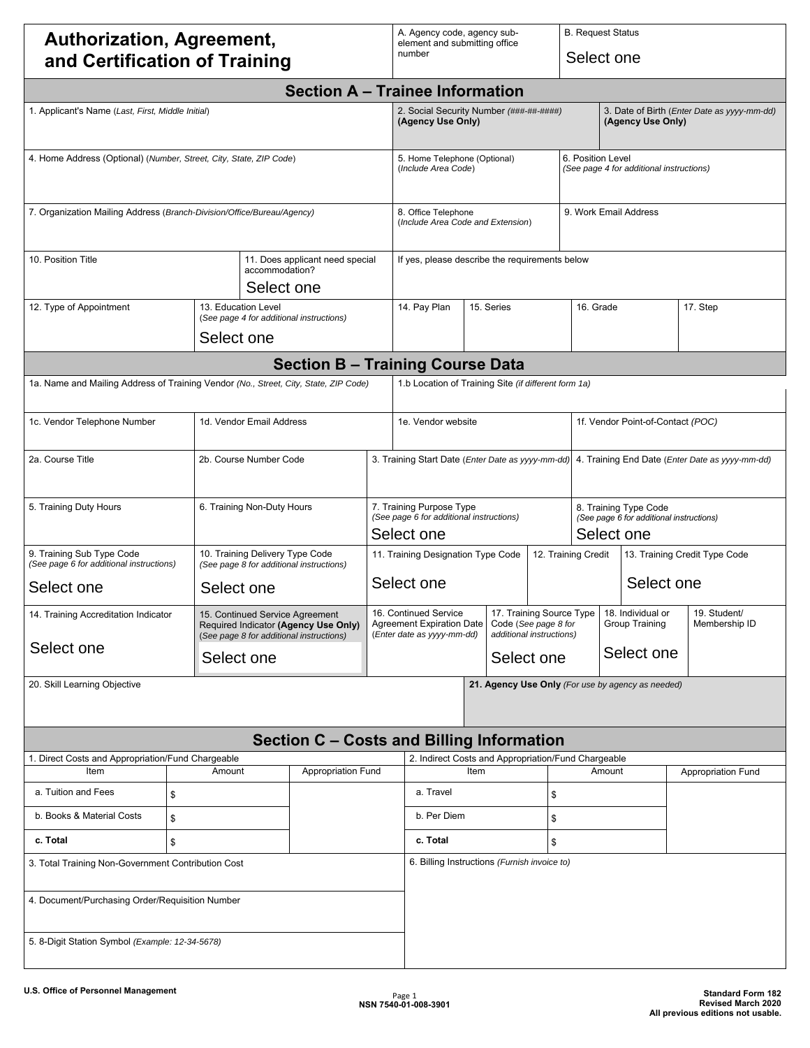# Authorization, Agreement, and Certification of Training

A. Agency code, agency sub-element and submitting office number

B. Request Status

Select one

## Section A – Trainee Information

| 1. Applicant's Name (*Last, First, Middle Initial*) | 2. Social Security Number (*###-##-####*) **(Agency Use Only)** | 3. Date of Birth (*Enter Date as yyyy-mm-dd*) **(Agency Use Only)** |
|---|---|---|
| | | |

| 4. Home Address (Optional) (*Number, Street, City, State, ZIP Code*) | 5. Home Telephone (Optional) (*Include Area Code*) | 6. Position Level (*See page 4 for additional instructions*) |
|---|---|---|
| | | |

| 7. Organization Mailing Address (*Branch-Division/Office/Bureau/Agency*) | 8. Office Telephone (*Include Area Code and Extension*) | 9. Work Email Address |
|---|---|---|
| | | |

| 10. Position Title | 11. Does applicant need special accommodation? | If yes, please describe the requirements below |
|---|---|---|
| | Select one | |

| 12. Type of Appointment | 13. Education Level (*See page 4 for additional instructions*) | 14. Pay Plan | 15. Series | 16. Grade | 17. Step |
|---|---|---|---|---|---|
| | Select one | | | | |

## Section B – Training Course Data

| 1a. Name and Mailing Address of Training Vendor (*No., Street, City, State, ZIP Code*) | 1.b Location of Training Site (*if different form 1a*) |
|---|---|
| | |

| 1c. Vendor Telephone Number | 1d. Vendor Email Address | 1e. Vendor website | 1f. Vendor Point-of-Contact (*POC*) |
|---|---|---|---|
| | | | |

| 2a. Course Title | 2b. Course Number Code | 3. Training Start Date (*Enter Date as yyyy-mm-dd*) | 4. Training End Date (*Enter Date as yyyy-mm-dd*) |
|---|---|---|---|
| | | | |

| 5. Training Duty Hours | 6. Training Non-Duty Hours | 7. Training Purpose Type (*See page 6 for additional instructions*) | 8. Training Type Code (*See page 6 for additional instructions*) |
|---|---|---|---|
| | | Select one | Select one |

| 9. Training Sub Type Code (*See page 6 for additional instructions*) | 10. Training Delivery Type Code (*See page 8 for additional instructions*) | 11. Training Designation Type Code | 12. Training Credit | 13. Training Credit Type Code |
|---|---|---|---|---|
| Select one | Select one | Select one | | Select one |

| 14. Training Accreditation Indicator | 15. Continued Service Agreement Required Indicator **(Agency Use Only)** (*See page 8 for additional instructions*) | 16. Continued Service Agreement Expiration Date (*Enter date as yyyy-mm-dd*) | 17. Training Source Type Code (*See page 8 for additional instructions*) | 18. Individual or Group Training | 19. Student/ Membership ID |
|---|---|---|---|---|---|
| Select one | Select one | | Select one | Select one | |

| 20. Skill Learning Objective | **21. Agency Use Only** (*For use by agency as needed*) |
|---|---|
| | |

## Section C – Costs and Billing Information

| 1. Direct Costs and Appropriation/Fund Chargeable | | | 2. Indirect Costs and Appropriation/Fund Chargeable | | |
|---|---|---|---|---|---|
| Item | Amount | Appropriation Fund | Item | Amount | Appropriation Fund |
| a. Tuition and Fees | $ | | a. Travel | $ | |
| b. Books & Material Costs | $ | | b. Per Diem | $ | |
| **c. Total** | $ | | **c. Total** | $ | |

| 3. Total Training Non-Government Contribution Cost | 6. Billing Instructions (*Furnish invoice to*) |
|---|---|
| 4. Document/Purchasing Order/Requisition Number | |
| 5. 8-Digit Station Symbol (*Example: 12-34-5678*) | |

U.S. Office of Personnel Management

NSN 7540-01-008-3901

**Standard Form 182**
**Revised March 2020**
**All previous editions not usable.**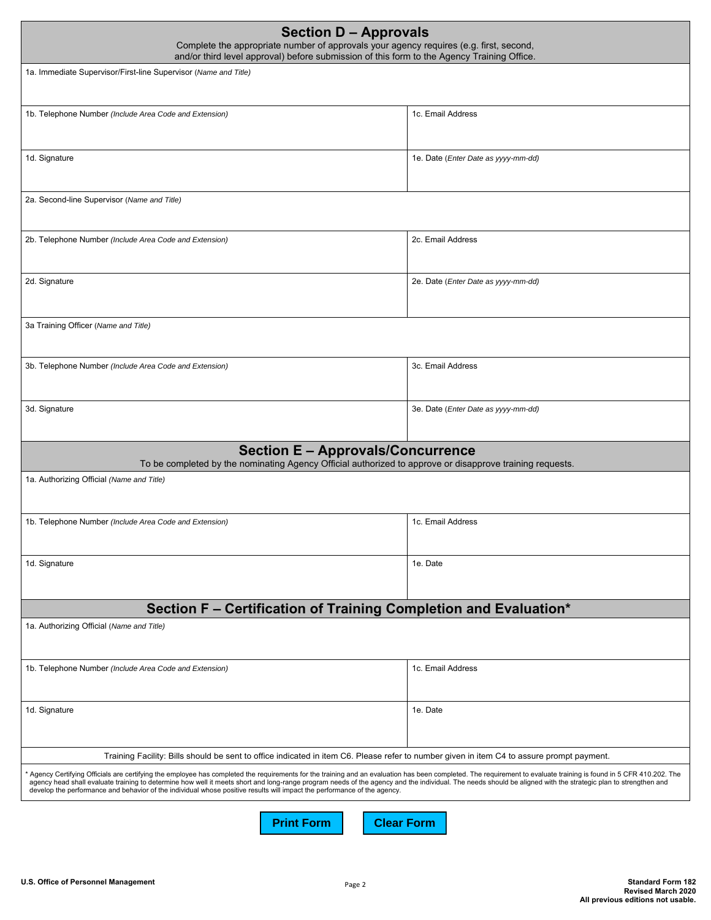## Section D – Approvals

Complete the appropriate number of approvals your agency requires (e.g. first, second, and/or third level approval) before submission of this form to the Agency Training Office.

| 1a. Immediate Supervisor/First-line Supervisor *(Name and Title)* | |
|---|---|
| 1b. Telephone Number *(Include Area Code and Extension)* | 1c. Email Address |
| 1d. Signature | 1e. Date *(Enter Date as yyyy-mm-dd)* |
| 2a. Second-line Supervisor *(Name and Title)* | |
| 2b. Telephone Number *(Include Area Code and Extension)* | 2c. Email Address |
| 2d. Signature | 2e. Date *(Enter Date as yyyy-mm-dd)* |
| 3a Training Officer *(Name and Title)* | |
| 3b. Telephone Number *(Include Area Code and Extension)* | 3c. Email Address |
| 3d. Signature | 3e. Date *(Enter Date as yyyy-mm-dd)* |

## Section E – Approvals/Concurrence

To be completed by the nominating Agency Official authorized to approve or disapprove training requests.

| 1a. Authorizing Official *(Name and Title)* | |
|---|---|
| 1b. Telephone Number *(Include Area Code and Extension)* | 1c. Email Address |
| 1d. Signature | 1e. Date |

## Section F – Certification of Training Completion and Evaluation*

| 1a. Authorizing Official *(Name and Title)* | |
|---|---|
| 1b. Telephone Number *(Include Area Code and Extension)* | 1c. Email Address |
| 1d. Signature | 1e. Date |

Training Facility: Bills should be sent to office indicated in item C6. Please refer to number given in item C4 to assure prompt payment.

* Agency Certifying Officials are certifying the employee has completed the requirements for the training and an evaluation has been completed. The requirement to evaluate training is found in 5 CFR 410.202. The agency head shall evaluate training to determine how well it meets short and long-range program needs of the agency and the individual. The needs should be aligned with the strategic plan to strengthen and develop the performance and behavior of the individual whose positive results will impact the performance of the agency.

**Print Form** **Clear Form**

**U.S. Office of Personnel Management**

**Standard Form 182**
**Revised March 2020**
**All previous editions not usable.**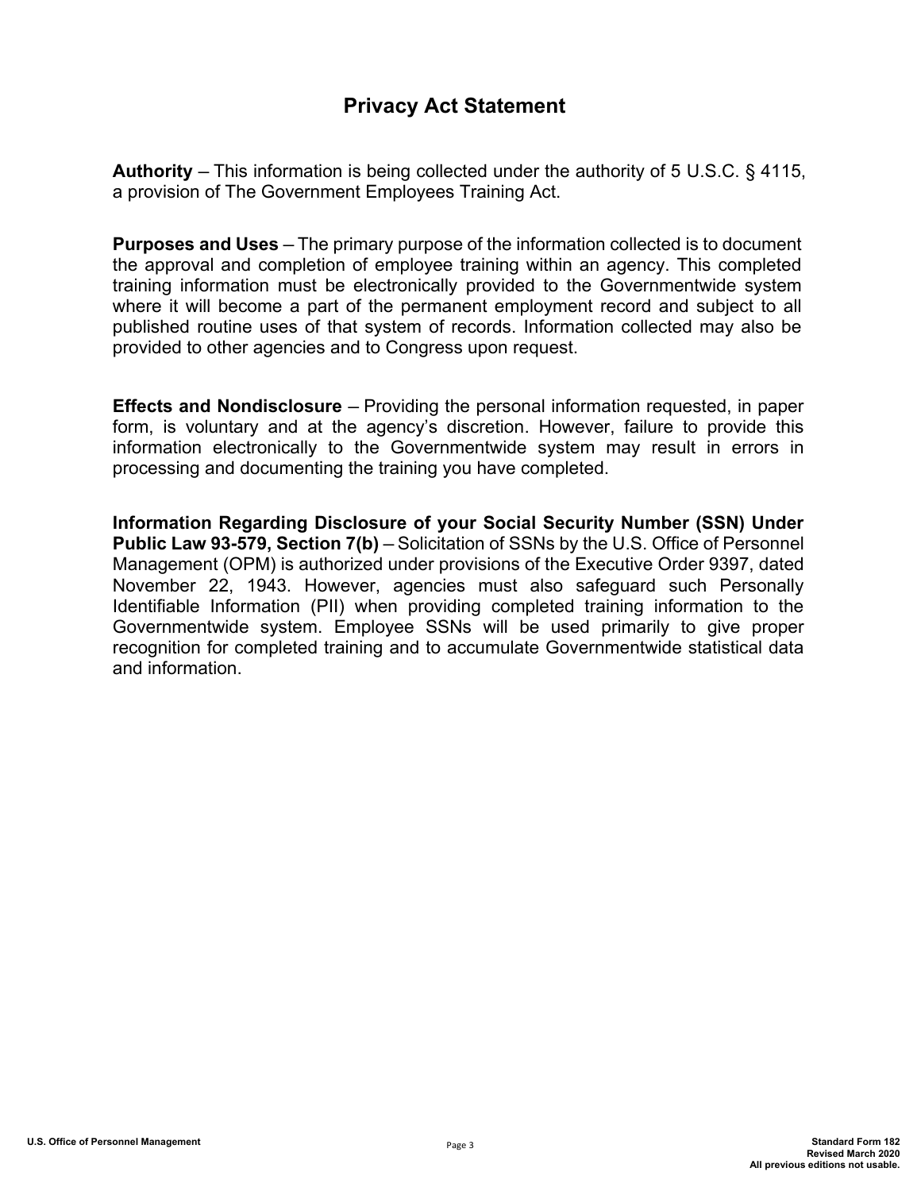# Privacy Act Statement

**Authority** – This information is being collected under the authority of 5 U.S.C. § 4115, a provision of The Government Employees Training Act.

**Purposes and Uses** – The primary purpose of the information collected is to document the approval and completion of employee training within an agency. This completed training information must be electronically provided to the Governmentwide system where it will become a part of the permanent employment record and subject to all published routine uses of that system of records. Information collected may also be provided to other agencies and to Congress upon request.

**Effects and Nondisclosure** – Providing the personal information requested, in paper form, is voluntary and at the agency's discretion. However, failure to provide this information electronically to the Governmentwide system may result in errors in processing and documenting the training you have completed.

**Information Regarding Disclosure of your Social Security Number (SSN) Under Public Law 93-579, Section 7(b)** – Solicitation of SSNs by the U.S. Office of Personnel Management (OPM) is authorized under provisions of the Executive Order 9397, dated November 22, 1943. However, agencies must also safeguard such Personally Identifiable Information (PII) when providing completed training information to the Governmentwide system. Employee SSNs will be used primarily to give proper recognition for completed training and to accumulate Governmentwide statistical data and information.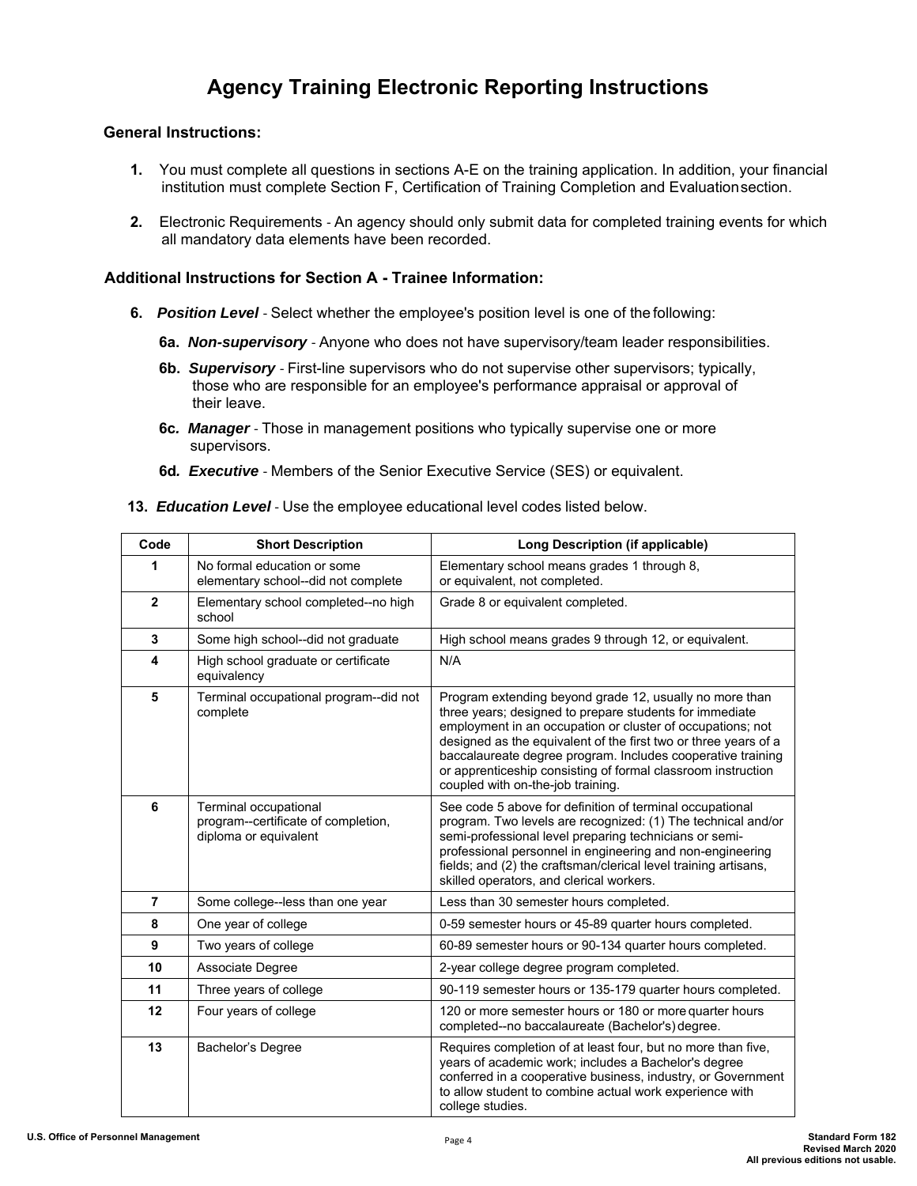# Agency Training Electronic Reporting Instructions

**General Instructions:**

1. You must complete all questions in sections A-E on the training application. In addition, your financial institution must complete Section F, Certification of Training Completion and Evaluation section.

2. Electronic Requirements - An agency should only submit data for completed training events for which all mandatory data elements have been recorded.

**Additional Instructions for Section A - Trainee Information:**

6. ***Position Level*** - Select whether the employee's position level is one of the following:

   **6a.** ***Non-supervisory*** - Anyone who does not have supervisory/team leader responsibilities.

   **6b.** ***Supervisory*** - First-line supervisors who do not supervise other supervisors; typically, those who are responsible for an employee's performance appraisal or approval of their leave.

   **6c.** ***Manager*** - Those in management positions who typically supervise one or more supervisors.

   **6d.** ***Executive*** - Members of the Senior Executive Service (SES) or equivalent.

13. ***Education Level*** - Use the employee educational level codes listed below.

| Code | Short Description | Long Description (if applicable) |
|---|---|---|
| 1 | No formal education or some elementary school--did not complete | Elementary school means grades 1 through 8, or equivalent, not completed. |
| 2 | Elementary school completed--no high school | Grade 8 or equivalent completed. |
| 3 | Some high school--did not graduate | High school means grades 9 through 12, or equivalent. |
| 4 | High school graduate or certificate equivalency | N/A |
| 5 | Terminal occupational program--did not complete | Program extending beyond grade 12, usually no more than three years; designed to prepare students for immediate employment in an occupation or cluster of occupations; not designed as the equivalent of the first two or three years of a baccalaureate degree program. Includes cooperative training or apprenticeship consisting of formal classroom instruction coupled with on-the-job training. |
| 6 | Terminal occupational program--certificate of completion, diploma or equivalent | See code 5 above for definition of terminal occupational program. Two levels are recognized: (1) The technical and/or semi-professional level preparing technicians or semi-professional personnel in engineering and non-engineering fields; and (2) the craftsman/clerical level training artisans, skilled operators, and clerical workers. |
| 7 | Some college--less than one year | Less than 30 semester hours completed. |
| 8 | One year of college | 0-59 semester hours or 45-89 quarter hours completed. |
| 9 | Two years of college | 60-89 semester hours or 90-134 quarter hours completed. |
| 10 | Associate Degree | 2-year college degree program completed. |
| 11 | Three years of college | 90-119 semester hours or 135-179 quarter hours completed. |
| 12 | Four years of college | 120 or more semester hours or 180 or more quarter hours completed--no baccalaureate (Bachelor's) degree. |
| 13 | Bachelor's Degree | Requires completion of at least four, but no more than five, years of academic work; includes a Bachelor's degree conferred in a cooperative business, industry, or Government to allow student to combine actual work experience with college studies. |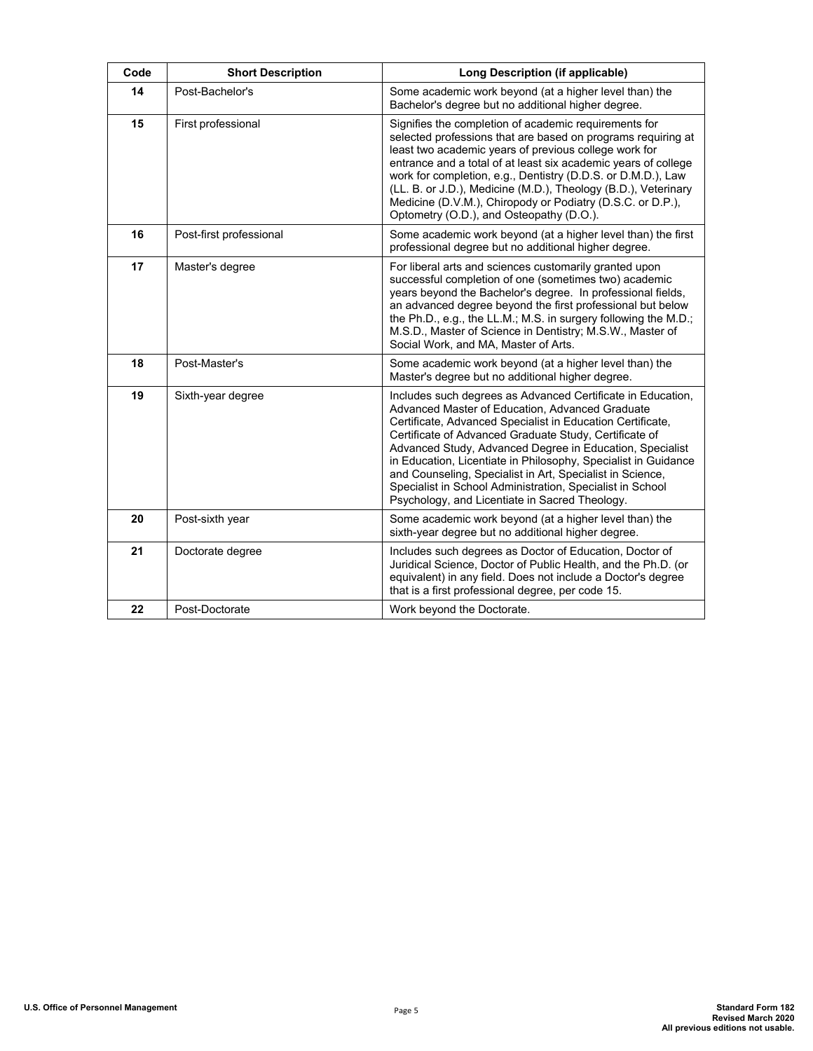| Code | Short Description | Long Description (if applicable) |
| --- | --- | --- |
| **14** | Post-Bachelor's | Some academic work beyond (at a higher level than) the Bachelor's degree but no additional higher degree. |
| **15** | First professional | Signifies the completion of academic requirements for selected professions that are based on programs requiring at least two academic years of previous college work for entrance and a total of at least six academic years of college work for completion, e.g., Dentistry (D.D.S. or D.M.D.), Law (LL. B. or J.D.), Medicine (M.D.), Theology (B.D.), Veterinary Medicine (D.V.M.), Chiropody or Podiatry (D.S.C. or D.P.), Optometry (O.D.), and Osteopathy (D.O.). |
| **16** | Post-first professional | Some academic work beyond (at a higher level than) the first professional degree but no additional higher degree. |
| **17** | Master's degree | For liberal arts and sciences customarily granted upon successful completion of one (sometimes two) academic years beyond the Bachelor's degree. In professional fields, an advanced degree beyond the first professional but below the Ph.D., e.g., the LL.M.; M.S. in surgery following the M.D.; M.S.D., Master of Science in Dentistry; M.S.W., Master of Social Work, and MA, Master of Arts. |
| **18** | Post-Master's | Some academic work beyond (at a higher level than) the Master's degree but no additional higher degree. |
| **19** | Sixth-year degree | Includes such degrees as Advanced Certificate in Education, Advanced Master of Education, Advanced Graduate Certificate, Advanced Specialist in Education Certificate, Certificate of Advanced Graduate Study, Certificate of Advanced Study, Advanced Degree in Education, Specialist in Education, Licentiate in Philosophy, Specialist in Guidance and Counseling, Specialist in Art, Specialist in Science, Specialist in School Administration, Specialist in School Psychology, and Licentiate in Sacred Theology. |
| **20** | Post-sixth year | Some academic work beyond (at a higher level than) the sixth-year degree but no additional higher degree. |
| **21** | Doctorate degree | Includes such degrees as Doctor of Education, Doctor of Juridical Science, Doctor of Public Health, and the Ph.D. (or equivalent) in any field. Does not include a Doctor's degree that is a first professional degree, per code 15. |
| **22** | Post-Doctorate | Work beyond the Doctorate. |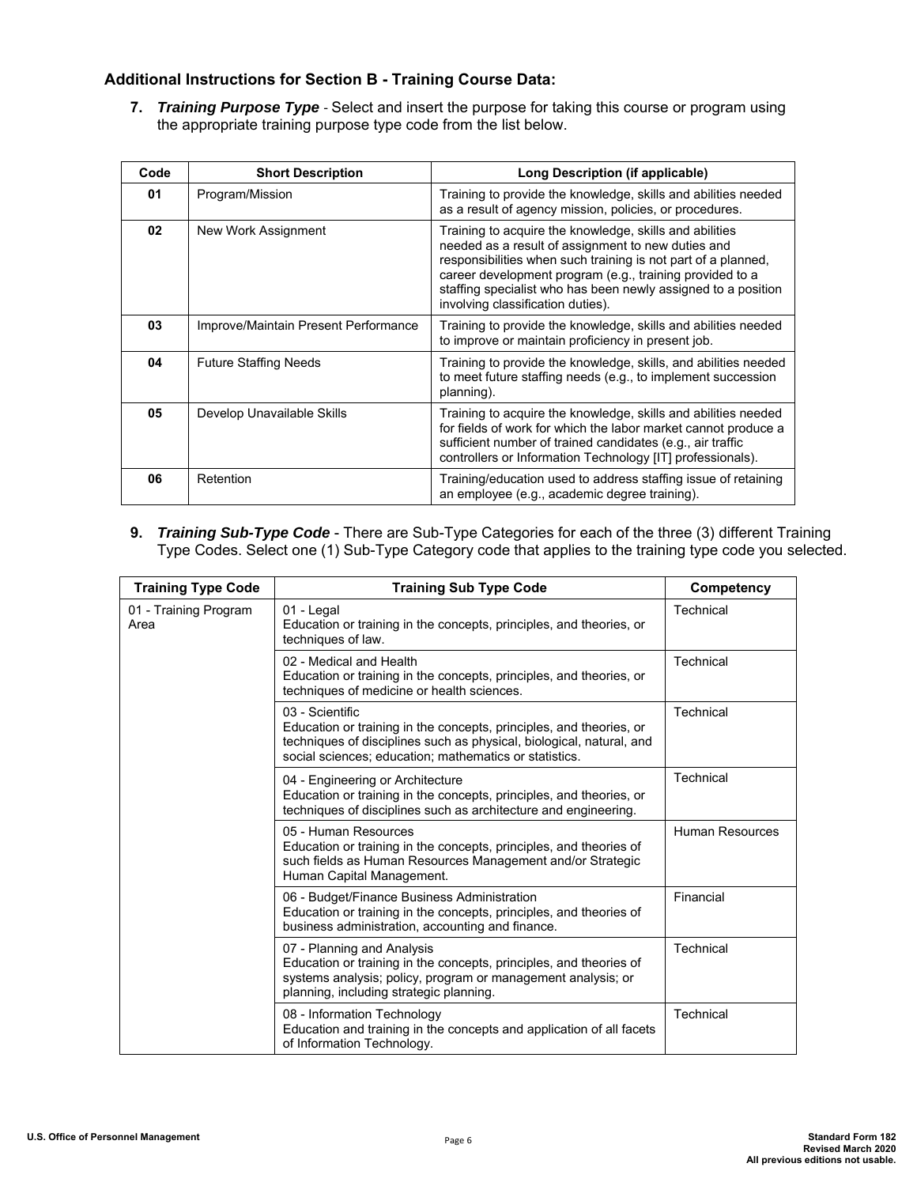### Additional Instructions for Section B - Training Course Data:

**7. *Training Purpose Type*** - Select and insert the purpose for taking this course or program using the appropriate training purpose type code from the list below.

| Code | Short Description | Long Description (if applicable) |
|---|---|---|
| **01** | Program/Mission | Training to provide the knowledge, skills and abilities needed as a result of agency mission, policies, or procedures. |
| **02** | New Work Assignment | Training to acquire the knowledge, skills and abilities needed as a result of assignment to new duties and responsibilities when such training is not part of a planned, career development program (e.g., training provided to a staffing specialist who has been newly assigned to a position involving classification duties). |
| **03** | Improve/Maintain Present Performance | Training to provide the knowledge, skills and abilities needed to improve or maintain proficiency in present job. |
| **04** | Future Staffing Needs | Training to provide the knowledge, skills, and abilities needed to meet future staffing needs (e.g., to implement succession planning). |
| **05** | Develop Unavailable Skills | Training to acquire the knowledge, skills and abilities needed for fields of work for which the labor market cannot produce a sufficient number of trained candidates (e.g., air traffic controllers or Information Technology [IT] professionals). |
| **06** | Retention | Training/education used to address staffing issue of retaining an employee (e.g., academic degree training). |

**9. *Training Sub-Type Code*** - There are Sub-Type Categories for each of the three (3) different Training Type Codes. Select one (1) Sub-Type Category code that applies to the training type code you selected.

| Training Type Code | Training Sub Type Code | Competency |
|---|---|---|
| 01 - Training Program Area | 01 - Legal<br>Education or training in the concepts, principles, and theories, or techniques of law. | Technical |
| | 02 - Medical and Health<br>Education or training in the concepts, principles, and theories, or techniques of medicine or health sciences. | Technical |
| | 03 - Scientific<br>Education or training in the concepts, principles, and theories, or techniques of disciplines such as physical, biological, natural, and social sciences; education; mathematics or statistics. | Technical |
| | 04 - Engineering or Architecture<br>Education or training in the concepts, principles, and theories, or techniques of disciplines such as architecture and engineering. | Technical |
| | 05 - Human Resources<br>Education or training in the concepts, principles, and theories of such fields as Human Resources Management and/or Strategic Human Capital Management. | Human Resources |
| | 06 - Budget/Finance Business Administration<br>Education or training in the concepts, principles, and theories of business administration, accounting and finance. | Financial |
| | 07 - Planning and Analysis<br>Education or training in the concepts, principles, and theories of systems analysis; policy, program or management analysis; or planning, including strategic planning. | Technical |
| | 08 - Information Technology<br>Education and training in the concepts and application of all facets of Information Technology. | Technical |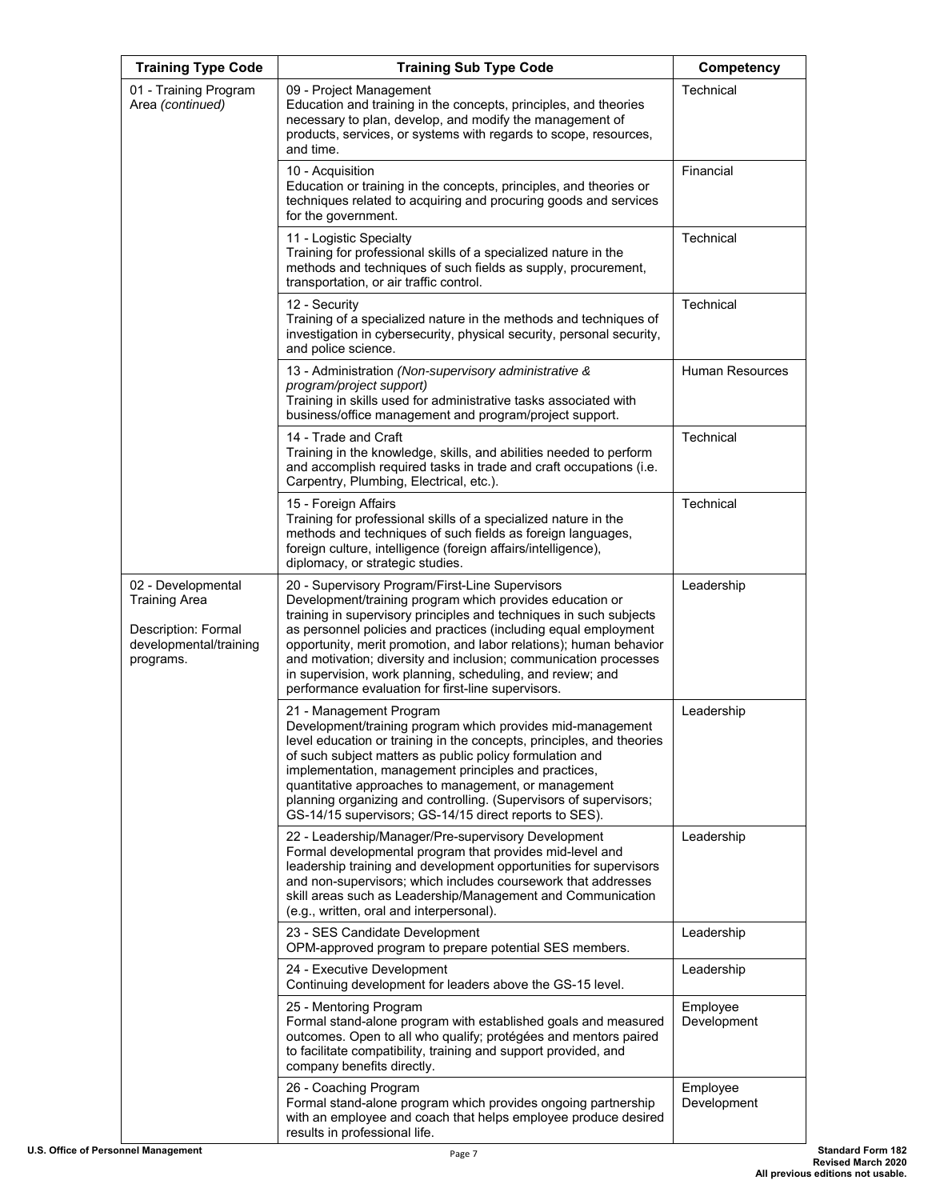| Training Type Code | Training Sub Type Code | Competency |
|---|---|---|
| 01 - Training Program Area *(continued)* | 09 - Project Management<br>Education and training in the concepts, principles, and theories necessary to plan, develop, and modify the management of products, services, or systems with regards to scope, resources, and time. | Technical |
| | 10 - Acquisition<br>Education or training in the concepts, principles, and theories or techniques related to acquiring and procuring goods and services for the government. | Financial |
| | 11 - Logistic Specialty<br>Training for professional skills of a specialized nature in the methods and techniques of such fields as supply, procurement, transportation, or air traffic control. | Technical |
| | 12 - Security<br>Training of a specialized nature in the methods and techniques of investigation in cybersecurity, physical security, personal security, and police science. | Technical |
| | 13 - Administration *(Non-supervisory administrative & program/project support)*<br>Training in skills used for administrative tasks associated with business/office management and program/project support. | Human Resources |
| | 14 - Trade and Craft<br>Training in the knowledge, skills, and abilities needed to perform and accomplish required tasks in trade and craft occupations (i.e. Carpentry, Plumbing, Electrical, etc.). | Technical |
| | 15 - Foreign Affairs<br>Training for professional skills of a specialized nature in the methods and techniques of such fields as foreign languages, foreign culture, intelligence (foreign affairs/intelligence), diplomacy, or strategic studies. | Technical |
| 02 - Developmental Training Area<br><br>Description: Formal developmental/training programs. | 20 - Supervisory Program/First-Line Supervisors<br>Development/training program which provides education or training in supervisory principles and techniques in such subjects as personnel policies and practices (including equal employment opportunity, merit promotion, and labor relations); human behavior and motivation; diversity and inclusion; communication processes in supervision, work planning, scheduling, and review; and performance evaluation for first-line supervisors. | Leadership |
| | 21 - Management Program<br>Development/training program which provides mid-management level education or training in the concepts, principles, and theories of such subject matters as public policy formulation and implementation, management principles and practices, quantitative approaches to management, or management planning organizing and controlling. (Supervisors of supervisors; GS-14/15 supervisors; GS-14/15 direct reports to SES). | Leadership |
| | 22 - Leadership/Manager/Pre-supervisory Development<br>Formal developmental program that provides mid-level and leadership training and development opportunities for supervisors and non-supervisors; which includes coursework that addresses skill areas such as Leadership/Management and Communication (e.g., written, oral and interpersonal). | Leadership |
| | 23 - SES Candidate Development<br>OPM-approved program to prepare potential SES members. | Leadership |
| | 24 - Executive Development<br>Continuing development for leaders above the GS-15 level. | Leadership |
| | 25 - Mentoring Program<br>Formal stand-alone program with established goals and measured outcomes. Open to all who qualify; protégées and mentors paired to facilitate compatibility, training and support provided, and company benefits directly. | Employee Development |
| | 26 - Coaching Program<br>Formal stand-alone program which provides ongoing partnership with an employee and coach that helps employee produce desired results in professional life. | Employee Development |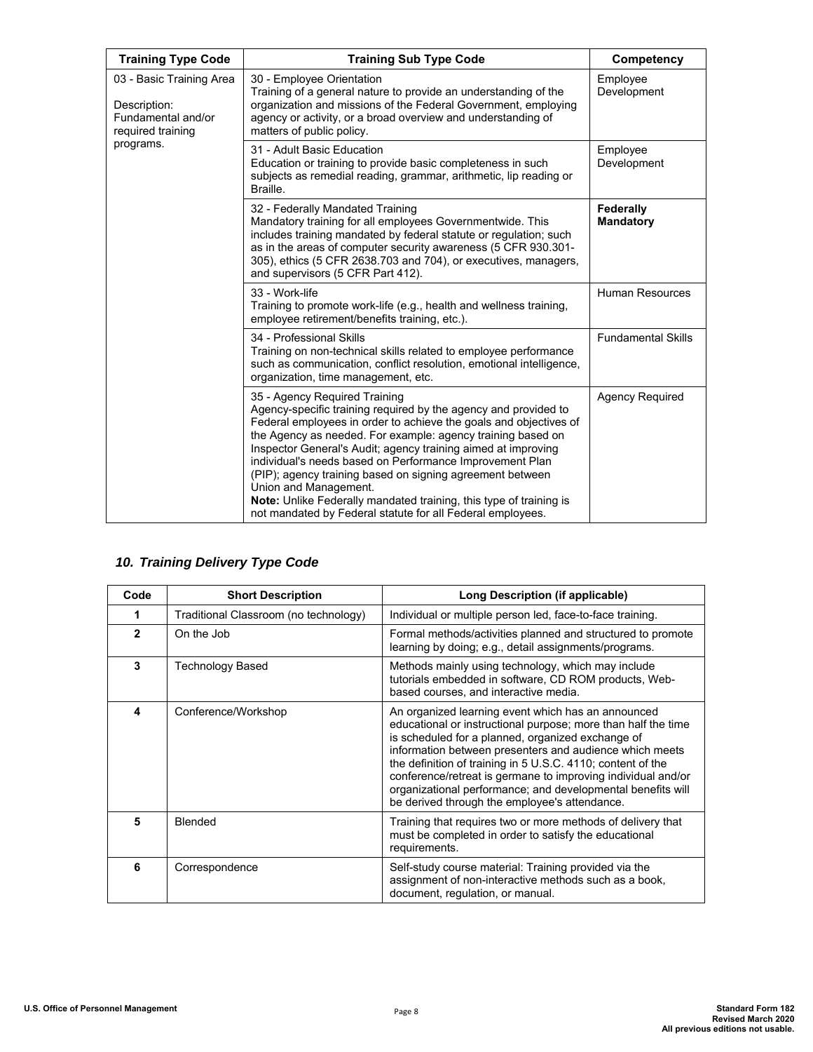| Training Type Code | Training Sub Type Code | Competency |
|---|---|---|
| 03 - Basic Training Area<br><br>Description: Fundamental and/or required training programs. | 30 - Employee Orientation<br>Training of a general nature to provide an understanding of the organization and missions of the Federal Government, employing agency or activity, or a broad overview and understanding of matters of public policy. | Employee Development |
| | 31 - Adult Basic Education<br>Education or training to provide basic completeness in such subjects as remedial reading, grammar, arithmetic, lip reading or Braille. | Employee Development |
| | 32 - Federally Mandated Training<br>Mandatory training for all employees Governmentwide. This includes training mandated by federal statute or regulation; such as in the areas of computer security awareness (5 CFR 930.301-305), ethics (5 CFR 2638.703 and 704), or executives, managers, and supervisors (5 CFR Part 412). | **Federally Mandatory** |
| | 33 - Work-life<br>Training to promote work-life (e.g., health and wellness training, employee retirement/benefits training, etc.). | Human Resources |
| | 34 - Professional Skills<br>Training on non-technical skills related to employee performance such as communication, conflict resolution, emotional intelligence, organization, time management, etc. | Fundamental Skills |
| | 35 - Agency Required Training<br>Agency-specific training required by the agency and provided to Federal employees in order to achieve the goals and objectives of the Agency as needed. For example: agency training based on Inspector General's Audit; agency training aimed at improving individual's needs based on Performance Improvement Plan (PIP); agency training based on signing agreement between Union and Management.<br>**Note:** Unlike Federally mandated training, this type of training is not mandated by Federal statute for all Federal employees. | Agency Required |

## *10. Training Delivery Type Code*

| Code | Short Description | Long Description (if applicable) |
|---|---|---|
| **1** | Traditional Classroom (no technology) | Individual or multiple person led, face-to-face training. |
| **2** | On the Job | Formal methods/activities planned and structured to promote learning by doing; e.g., detail assignments/programs. |
| **3** | Technology Based | Methods mainly using technology, which may include tutorials embedded in software, CD ROM products, Web-based courses, and interactive media. |
| **4** | Conference/Workshop | An organized learning event which has an announced educational or instructional purpose; more than half the time is scheduled for a planned, organized exchange of information between presenters and audience which meets the definition of training in 5 U.S.C. 4110; content of the conference/retreat is germane to improving individual and/or organizational performance; and developmental benefits will be derived through the employee's attendance. |
| **5** | Blended | Training that requires two or more methods of delivery that must be completed in order to satisfy the educational requirements. |
| **6** | Correspondence | Self-study course material: Training provided via the assignment of non-interactive methods such as a book, document, regulation, or manual. |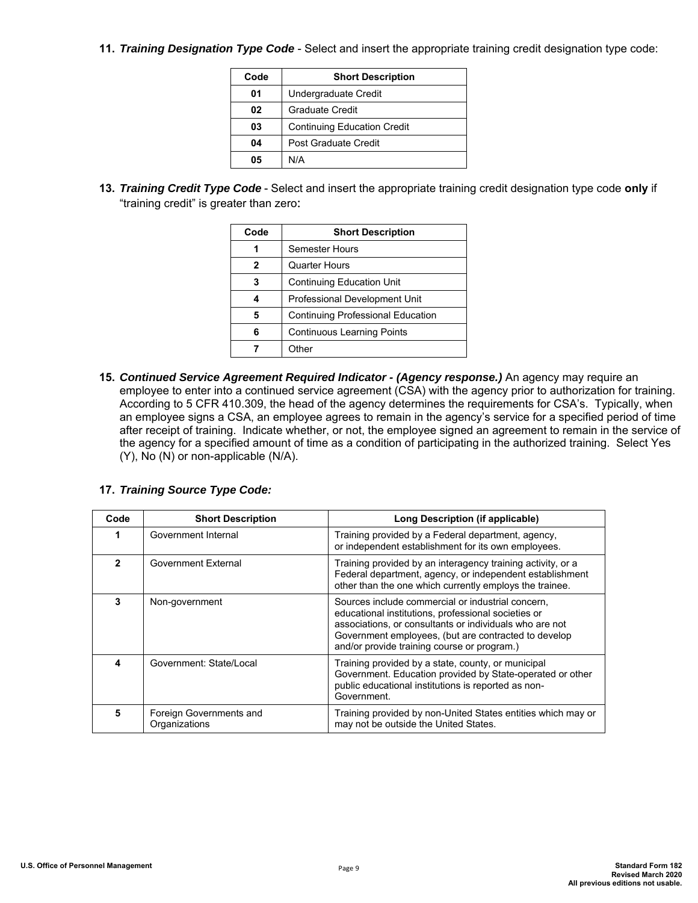**11.** ***Training Designation Type Code*** - Select and insert the appropriate training credit designation type code:

| Code | Short Description |
|---|---|
| **01** | Undergraduate Credit |
| **02** | Graduate Credit |
| **03** | Continuing Education Credit |
| **04** | Post Graduate Credit |
| **05** | N/A |

**13.** ***Training Credit Type Code*** - Select and insert the appropriate training credit designation type code **only** if "training credit" is greater than zero**:**

| Code | Short Description |
|---|---|
| **1** | Semester Hours |
| **2** | Quarter Hours |
| **3** | Continuing Education Unit |
| **4** | Professional Development Unit |
| **5** | Continuing Professional Education |
| **6** | Continuous Learning Points |
| **7** | Other |

**15.** ***Continued Service Agreement Required Indicator - (Agency response.)*** An agency may require an employee to enter into a continued service agreement (CSA) with the agency prior to authorization for training. According to 5 CFR 410.309, the head of the agency determines the requirements for CSA's. Typically, when an employee signs a CSA, an employee agrees to remain in the agency's service for a specified period of time after receipt of training. Indicate whether, or not, the employee signed an agreement to remain in the service of the agency for a specified amount of time as a condition of participating in the authorized training. Select Yes (Y), No (N) or non-applicable (N/A).

**17.** ***Training Source Type Code:***

| Code | Short Description | Long Description (if applicable) |
|---|---|---|
| **1** | Government Internal | Training provided by a Federal department, agency, or independent establishment for its own employees. |
| **2** | Government External | Training provided by an interagency training activity, or a Federal department, agency, or independent establishment other than the one which currently employs the trainee. |
| **3** | Non-government | Sources include commercial or industrial concern, educational institutions, professional societies or associations, or consultants or individuals who are not Government employees, (but are contracted to develop and/or provide training course or program.) |
| **4** | Government: State/Local | Training provided by a state, county, or municipal Government. Education provided by State-operated or other public educational institutions is reported as non-Government. |
| **5** | Foreign Governments and Organizations | Training provided by non-United States entities which may or may not be outside the United States. |